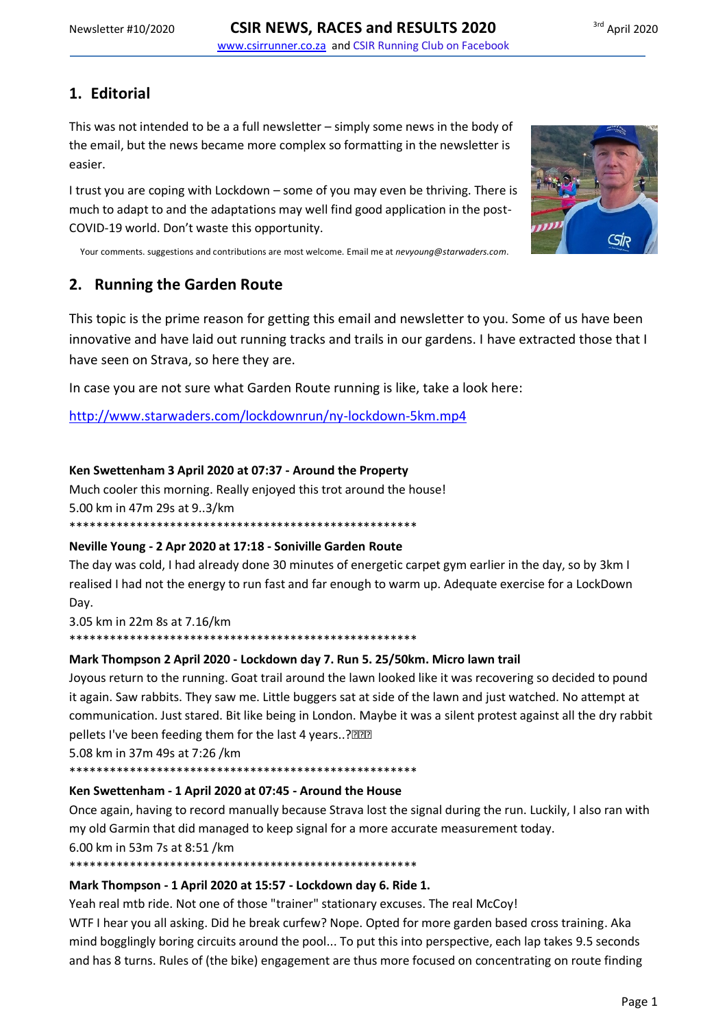# 1. Editorial

This was not intended to be a a full newsletter – simply some news in the body of the email, but the news became more complex so formatting in the newsletter is easier.

I trust you are coping with Lockdown – some of you may even be thriving. There is much to adapt to and the adaptations may well find good application in the post-COVID-19 world. Don't waste this opportunity.

Your comments. suggestions and contributions are most welcome. Email me at *nevyoung@starwaders.com*.

# 2. Running the Garden Route

This topic is the prime reason for getting this email and newsletter to you. Some of us have been innovative and have laid out running tracks and trails in our gardens. I have extracted those that I have seen on Strava, so here they are.

In case you are not sure what Garden Route running is like, take a look here:

http://www.starwaders.com/lockdownrun/ny-lockdown-5km.mp4

**Ken Swettenham 3 April 2020 at 07:37 - Around the Property**

Much cooler this morning. Really enjoyed this trot around the house!
5.00 km in 47m 29s at 9..3/km
*****************************************************

**Neville Young - 2 Apr 2020 at 17:18 - Soniville Garden Route**

The day was cold, I had already done 30 minutes of energetic carpet gym earlier in the day, so by 3km I realised I had not the energy to run fast and far enough to warm up. Adequate exercise for a LockDown Day.
3.05 km in 22m 8s at 7.16/km
*****************************************************

**Mark Thompson 2 April 2020 - Lockdown day 7. Run 5. 25/50km. Micro lawn trail**

Joyous return to the running. Goat trail around the lawn looked like it was recovering so decided to pound it again. Saw rabbits. They saw me. Little buggers sat at side of the lawn and just watched. No attempt at communication. Just stared. Bit like being in London. Maybe it was a silent protest against all the dry rabbit pellets I've been feeding them for the last 4 years..?
5.08 km in 37m 49s at 7:26 /km
*****************************************************

**Ken Swettenham - 1 April 2020 at 07:45 - Around the House**

Once again, having to record manually because Strava lost the signal during the run. Luckily, I also ran with my old Garmin that did managed to keep signal for a more accurate measurement today.
6.00 km in 53m 7s at 8:51 /km
*****************************************************

**Mark Thompson - 1 April 2020 at 15:57 - Lockdown day 6. Ride 1.**

Yeah real mtb ride. Not one of those "trainer" stationary excuses. The real McCoy!
WTF I hear you all asking. Did he break curfew? Nope. Opted for more garden based cross training. Aka mind bogglingly boring circuits around the pool... To put this into perspective, each lap takes 9.5 seconds and has 8 turns. Rules of (the bike) engagement are thus more focused on concentrating on route finding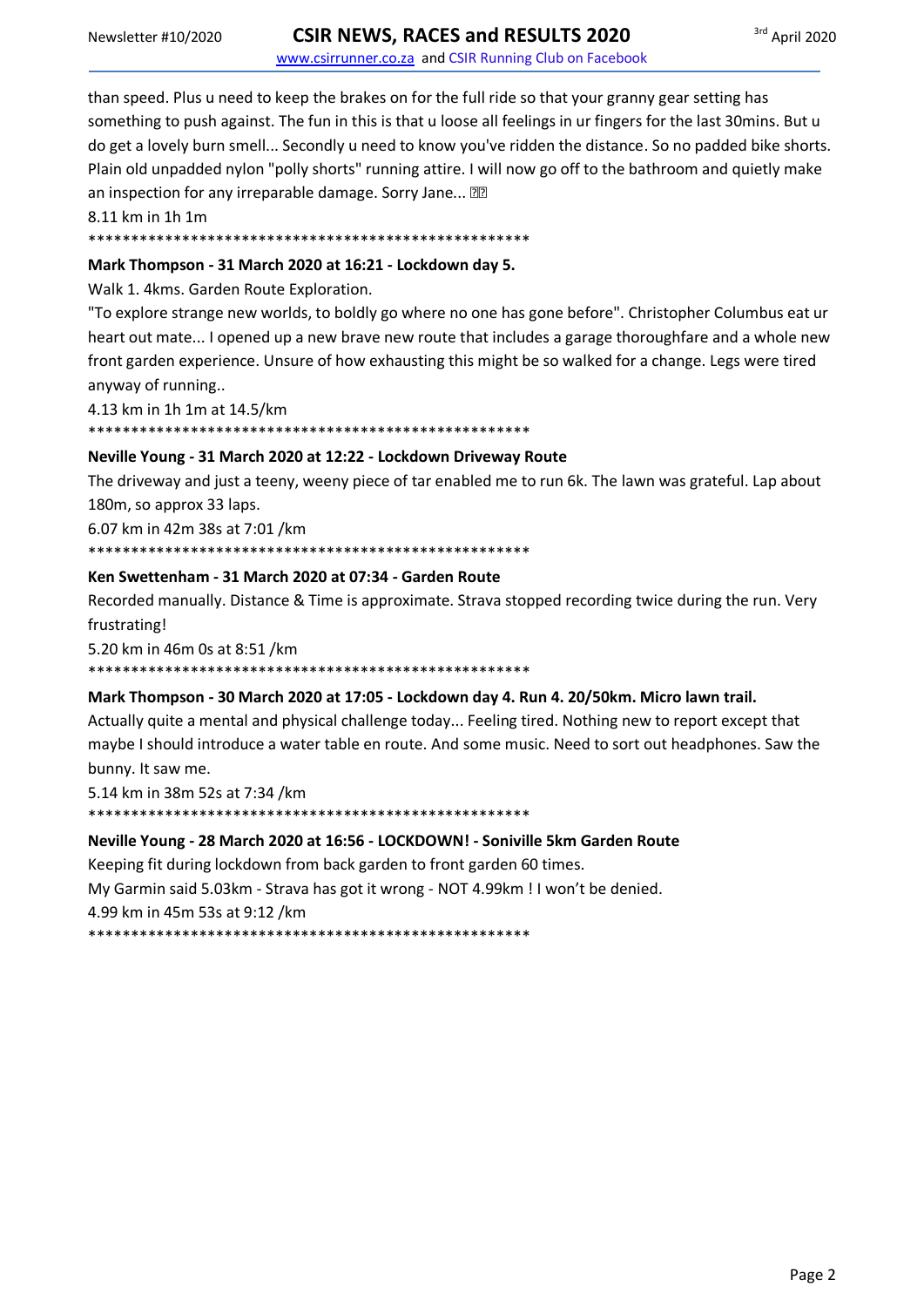than speed. Plus u need to keep the brakes on for the full ride so that your granny gear setting has something to push against. The fun in this is that u loose all feelings in ur fingers for the last 30mins. But u do get a lovely burn smell... Secondly u need to know you've ridden the distance. So no padded bike shorts. Plain old unpadded nylon "polly shorts" running attire. I will now go off to the bathroom and quietly make an inspection for any irreparable damage. Sorry Jane... ??

8.11 km in 1h 1m

*****************************************************

**Mark Thompson - 31 March 2020 at 16:21 - Lockdown day 5.**

Walk 1. 4kms. Garden Route Exploration.

"To explore strange new worlds, to boldly go where no one has gone before". Christopher Columbus eat ur heart out mate... I opened up a new brave new route that includes a garage thoroughfare and a whole new front garden experience. Unsure of how exhausting this might be so walked for a change. Legs were tired anyway of running..

4.13 km in 1h 1m at 14.5/km

*****************************************************

**Neville Young - 31 March 2020 at 12:22 - Lockdown Driveway Route**

The driveway and just a teeny, weeny piece of tar enabled me to run 6k. The lawn was grateful. Lap about 180m, so approx 33 laps.

6.07 km in 42m 38s at 7:01 /km

*****************************************************

**Ken Swettenham - 31 March 2020 at 07:34 - Garden Route**

Recorded manually. Distance & Time is approximate. Strava stopped recording twice during the run. Very frustrating!

5.20 km in 46m 0s at 8:51 /km

*****************************************************

**Mark Thompson - 30 March 2020 at 17:05 - Lockdown day 4. Run 4. 20/50km. Micro lawn trail.**

Actually quite a mental and physical challenge today... Feeling tired. Nothing new to report except that maybe I should introduce a water table en route. And some music. Need to sort out headphones. Saw the bunny. It saw me.

5.14 km in 38m 52s at 7:34 /km

*****************************************************

**Neville Young - 28 March 2020 at 16:56 - LOCKDOWN! - Soniville 5km Garden Route**

Keeping fit during lockdown from back garden to front garden 60 times.

My Garmin said 5.03km - Strava has got it wrong - NOT 4.99km ! I won't be denied.

4.99 km in 45m 53s at 9:12 /km

*****************************************************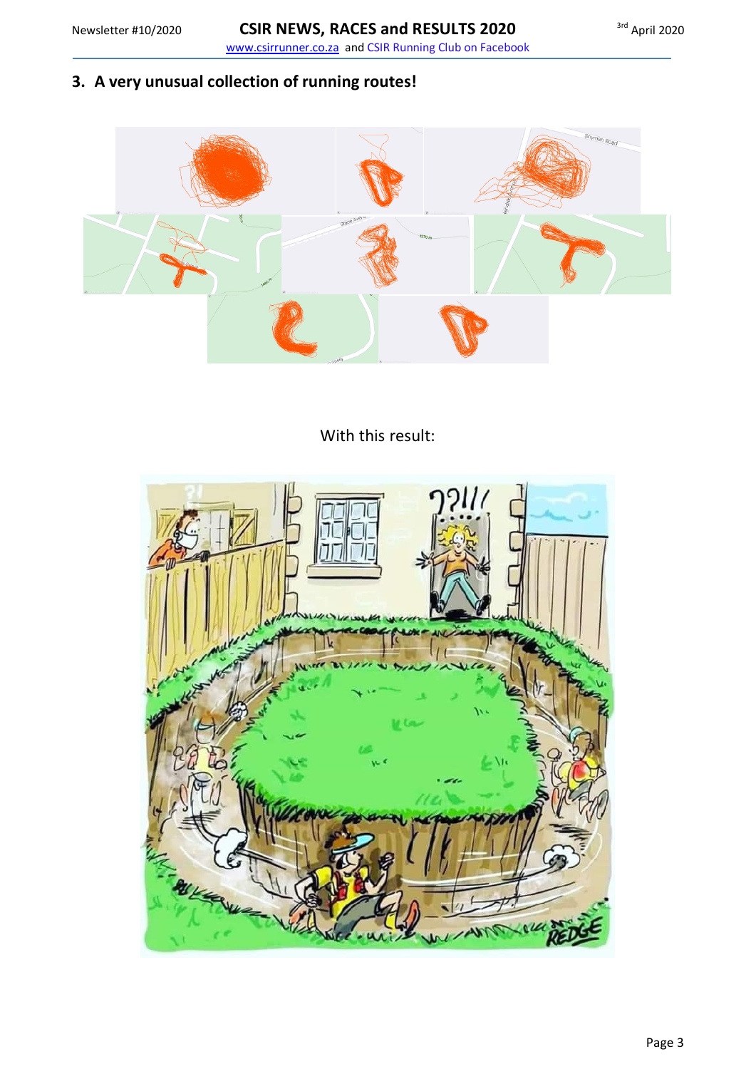## 3. A very unusual collection of running routes!

With this result: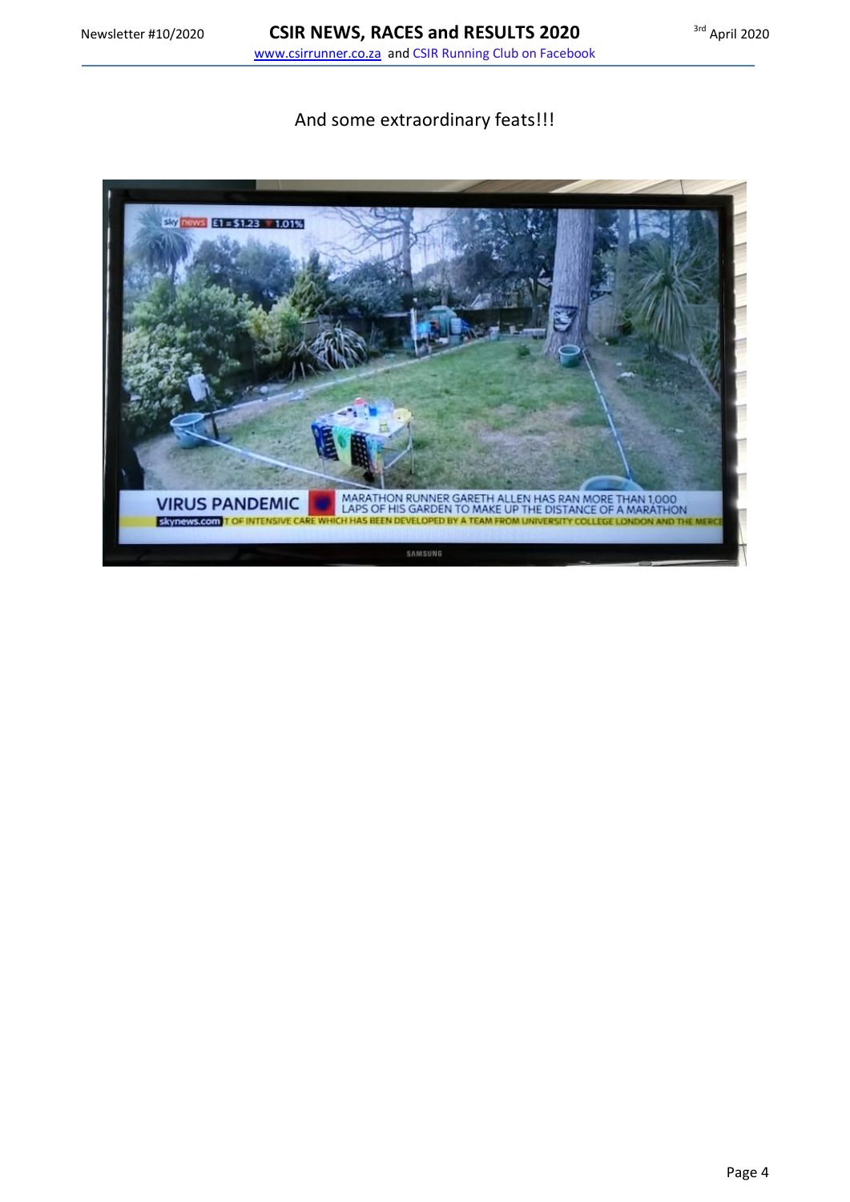And some extraordinary feats!!!